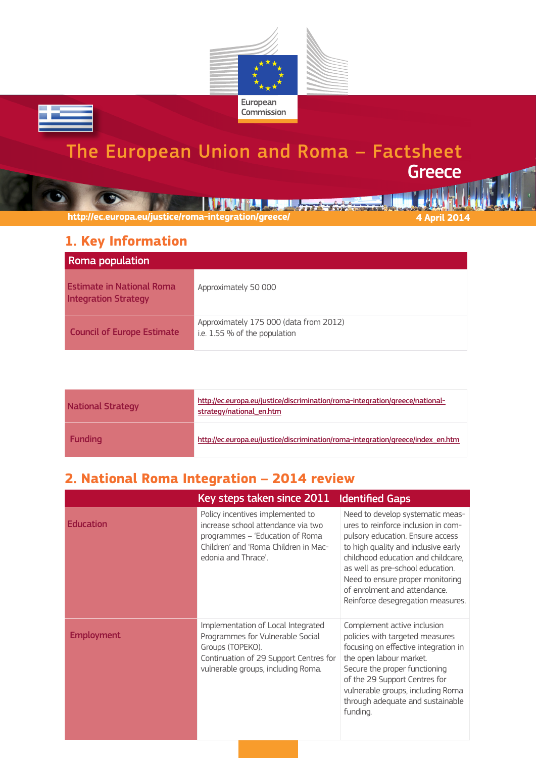European Commission

# The European Union and Roma – Factsheet
## Greece

http://ec.europa.eu/justice/roma-integration/greece/

4 April 2014

## 1. Key Information

| Roma population | |
|---|---|
| Estimate in National Roma Integration Strategy | Approximately 50 000 |
| Council of Europe Estimate | Approximately 175 000 (data from 2012) i.e. 1.55 % of the population |

| | |
|---|---|
| National Strategy | http://ec.europa.eu/justice/discrimination/roma-integration/greece/national-strategy/national_en.htm |
| Funding | http://ec.europa.eu/justice/discrimination/roma-integration/greece/index_en.htm |

## 2. National Roma Integration – 2014 review

| | Key steps taken since 2011 | Identified Gaps |
|---|---|---|
| Education | Policy incentives implemented to increase school attendance via two programmes – 'Education of Roma Children' and 'Roma Children in Macedonia and Thrace'. | Need to develop systematic measures to reinforce inclusion in compulsory education. Ensure access to high quality and inclusive early childhood education and childcare, as well as pre-school education. Need to ensure proper monitoring of enrolment and attendance. Reinforce desegregation measures. |
| Employment | Implementation of Local Integrated Programmes for Vulnerable Social Groups (TOPEKO). Continuation of 29 Support Centres for vulnerable groups, including Roma. | Complement active inclusion policies with targeted measures focusing on effective integration in the open labour market. Secure the proper functioning of the 29 Support Centres for vulnerable groups, including Roma through adequate and sustainable funding. |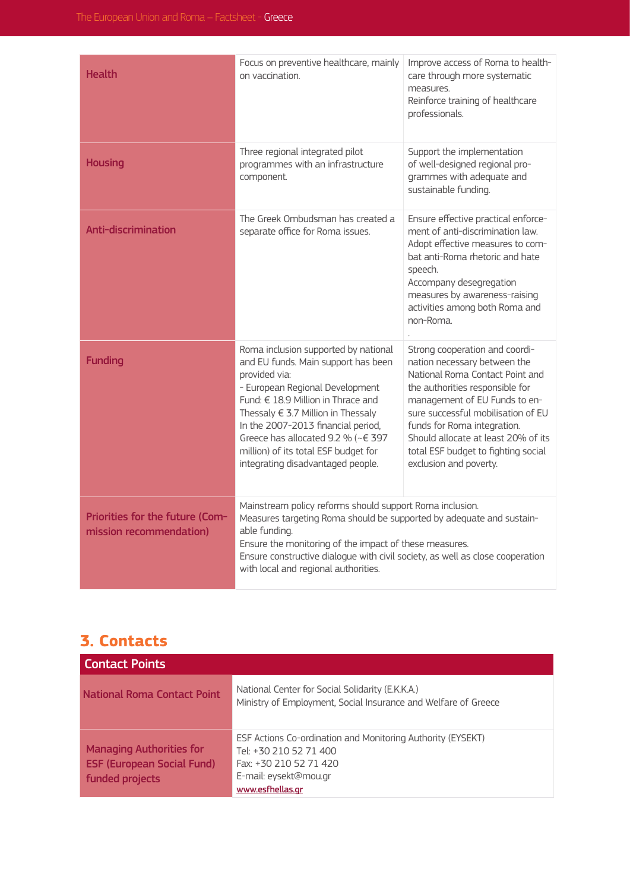| | | |
|---|---|---|
| **Health** | Focus on preventive healthcare, mainly on vaccination. | Improve access of Roma to health-care through more systematic measures.<br>Reinforce training of healthcare professionals. |
| **Housing** | Three regional integrated pilot programmes with an infrastructure component. | Support the implementation of well-designed regional programmes with adequate and sustainable funding. |
| **Anti-discrimination** | The Greek Ombudsman has created a separate office for Roma issues. | Ensure effective practical enforcement of anti-discrimination law.<br>Adopt effective measures to combat anti-Roma rhetoric and hate speech.<br>Accompany desegregation measures by awareness-raising activities among both Roma and non-Roma.<br>. |
| **Funding** | Roma inclusion supported by national and EU funds. Main support has been provided via:<br>- European Regional Development Fund: € 18.9 Million in Thrace and Thessaly € 3.7 Million in Thessaly<br>In the 2007-2013 financial period, Greece has allocated 9.2 % (~€ 397 million) of its total ESF budget for integrating disadvantaged people. | Strong cooperation and coordination necessary between the National Roma Contact Point and the authorities responsible for management of EU Funds to ensure successful mobilisation of EU funds for Roma integration.<br>Should allocate at least 20% of its total ESF budget to fighting social exclusion and poverty. |
| **Priorities for the future (Commission recommendation)** | Mainstream policy reforms should support Roma inclusion.<br>Measures targeting Roma should be supported by adequate and sustainable funding.<br>Ensure the monitoring of the impact of these measures.<br>Ensure constructive dialogue with civil society, as well as close cooperation with local and regional authorities. | |

## 3. Contacts

| Contact Points | |
|---|---|
| **National Roma Contact Point** | National Center for Social Solidarity (E.K.K.A.)<br>Ministry of Employment, Social Insurance and Welfare of Greece |
| **Managing Authorities for ESF (European Social Fund) funded projects** | ESF Actions Co-ordination and Monitoring Authority (EYSEKT)<br>Tel: +30 210 52 71 400<br>Fax: +30 210 52 71 420<br>E-mail: eysekt@mou.gr<br>www.esfhellas.gr |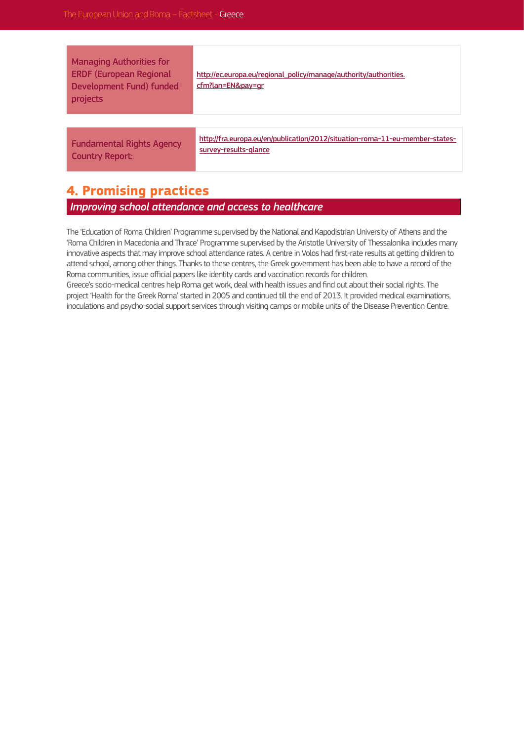| | |
|---|---|
| Managing Authorities for ERDF (European Regional Development Fund) funded projects | http://ec.europa.eu/regional_policy/manage/authority/authorities.cfm?lan=EN&pay=gr |

| | |
|---|---|
| Fundamental Rights Agency Country Report: | http://fra.europa.eu/en/publication/2012/situation-roma-11-eu-member-states-survey-results-glance |

## 4. Promising practices

### *Improving school attendance and access to healthcare*

The 'Education of Roma Children' Programme supervised by the National and Kapodistrian University of Athens and the 'Roma Children in Macedonia and Thrace' Programme supervised by the Aristotle University of Thessalonika includes many innovative aspects that may improve school attendance rates. A centre in Volos had first-rate results at getting children to attend school, among other things. Thanks to these centres, the Greek government has been able to have a record of the Roma communities, issue official papers like identity cards and vaccination records for children.
Greece's socio-medical centres help Roma get work, deal with health issues and find out about their social rights. The project 'Health for the Greek Roma' started in 2005 and continued till the end of 2013. It provided medical examinations, inoculations and psycho-social support services through visiting camps or mobile units of the Disease Prevention Centre.